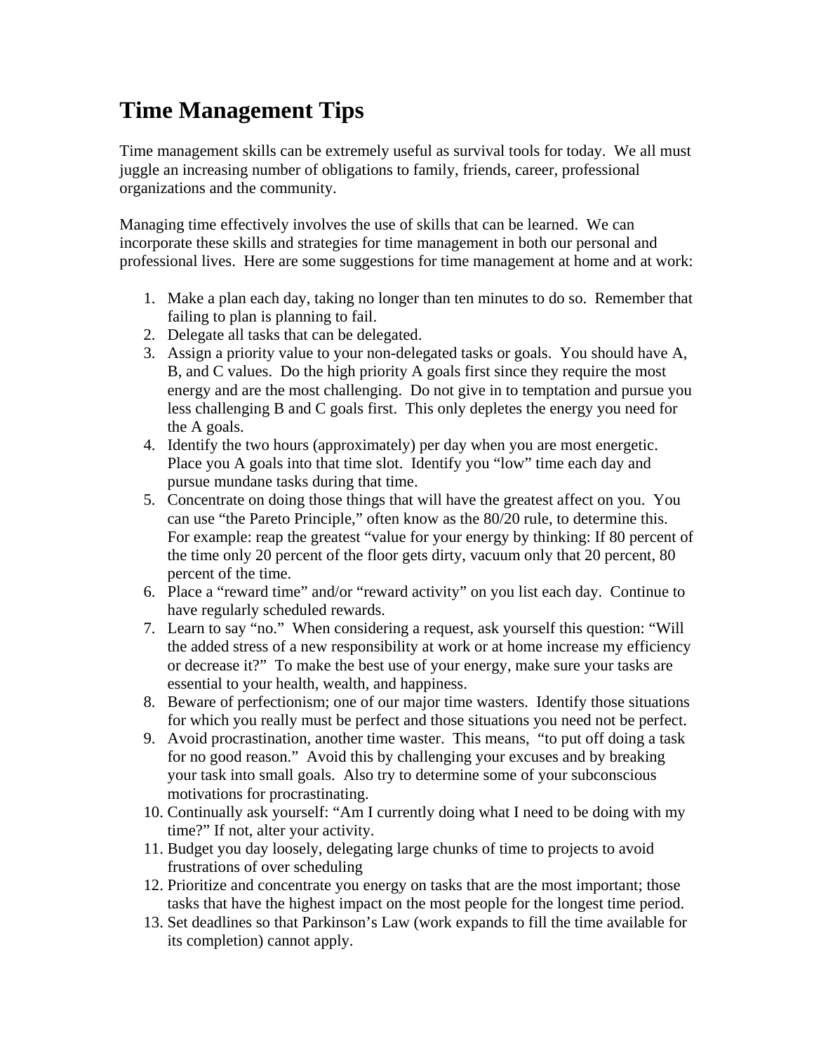# Time Management Tips

Time management skills can be extremely useful as survival tools for today. We all must juggle an increasing number of obligations to family, friends, career, professional organizations and the community.

Managing time effectively involves the use of skills that can be learned. We can incorporate these skills and strategies for time management in both our personal and professional lives. Here are some suggestions for time management at home and at work:

1. Make a plan each day, taking no longer than ten minutes to do so. Remember that failing to plan is planning to fail.
2. Delegate all tasks that can be delegated.
3. Assign a priority value to your non-delegated tasks or goals. You should have A, B, and C values. Do the high priority A goals first since they require the most energy and are the most challenging. Do not give in to temptation and pursue you less challenging B and C goals first. This only depletes the energy you need for the A goals.
4. Identify the two hours (approximately) per day when you are most energetic. Place you A goals into that time slot. Identify you "low" time each day and pursue mundane tasks during that time.
5. Concentrate on doing those things that will have the greatest affect on you. You can use "the Pareto Principle," often know as the 80/20 rule, to determine this. For example: reap the greatest "value for your energy by thinking: If 80 percent of the time only 20 percent of the floor gets dirty, vacuum only that 20 percent, 80 percent of the time.
6. Place a "reward time" and/or "reward activity" on you list each day. Continue to have regularly scheduled rewards.
7. Learn to say "no." When considering a request, ask yourself this question: "Will the added stress of a new responsibility at work or at home increase my efficiency or decrease it?" To make the best use of your energy, make sure your tasks are essential to your health, wealth, and happiness.
8. Beware of perfectionism; one of our major time wasters. Identify those situations for which you really must be perfect and those situations you need not be perfect.
9. Avoid procrastination, another time waster. This means, "to put off doing a task for no good reason." Avoid this by challenging your excuses and by breaking your task into small goals. Also try to determine some of your subconscious motivations for procrastinating.
10. Continually ask yourself: "Am I currently doing what I need to be doing with my time?" If not, alter your activity.
11. Budget you day loosely, delegating large chunks of time to projects to avoid frustrations of over scheduling
12. Prioritize and concentrate you energy on tasks that are the most important; those tasks that have the highest impact on the most people for the longest time period.
13. Set deadlines so that Parkinson's Law (work expands to fill the time available for its completion) cannot apply.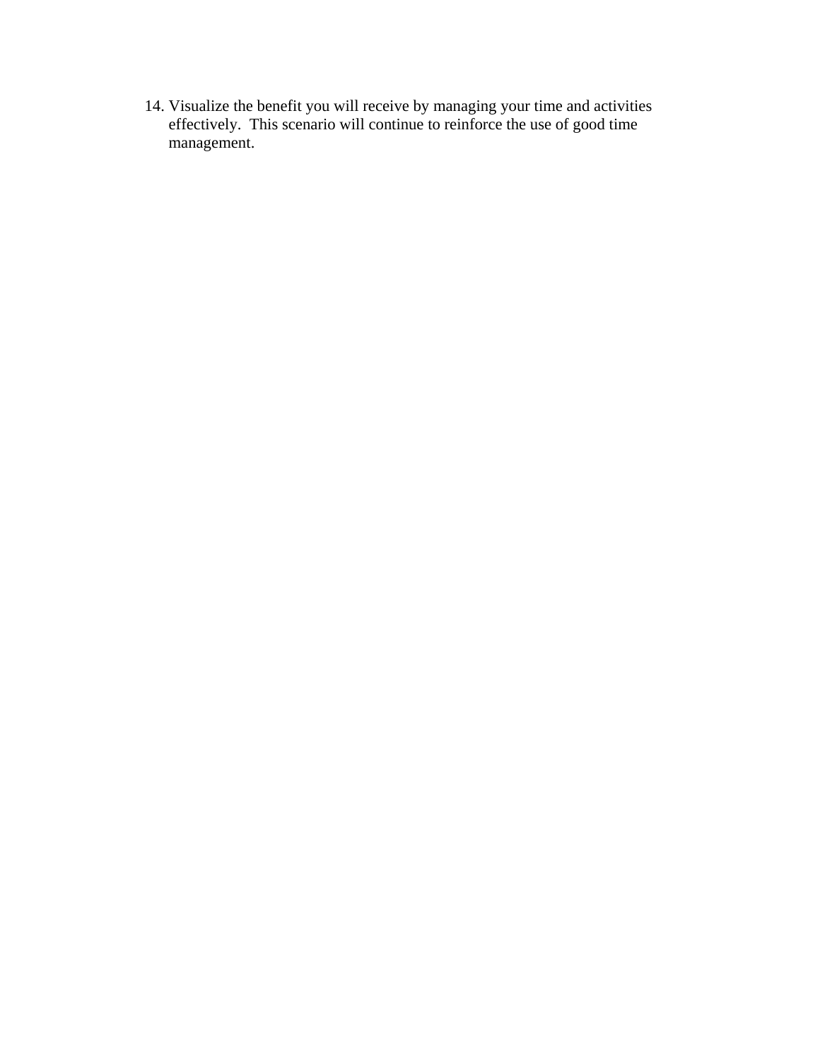14. Visualize the benefit you will receive by managing your time and activities effectively.  This scenario will continue to reinforce the use of good time management.